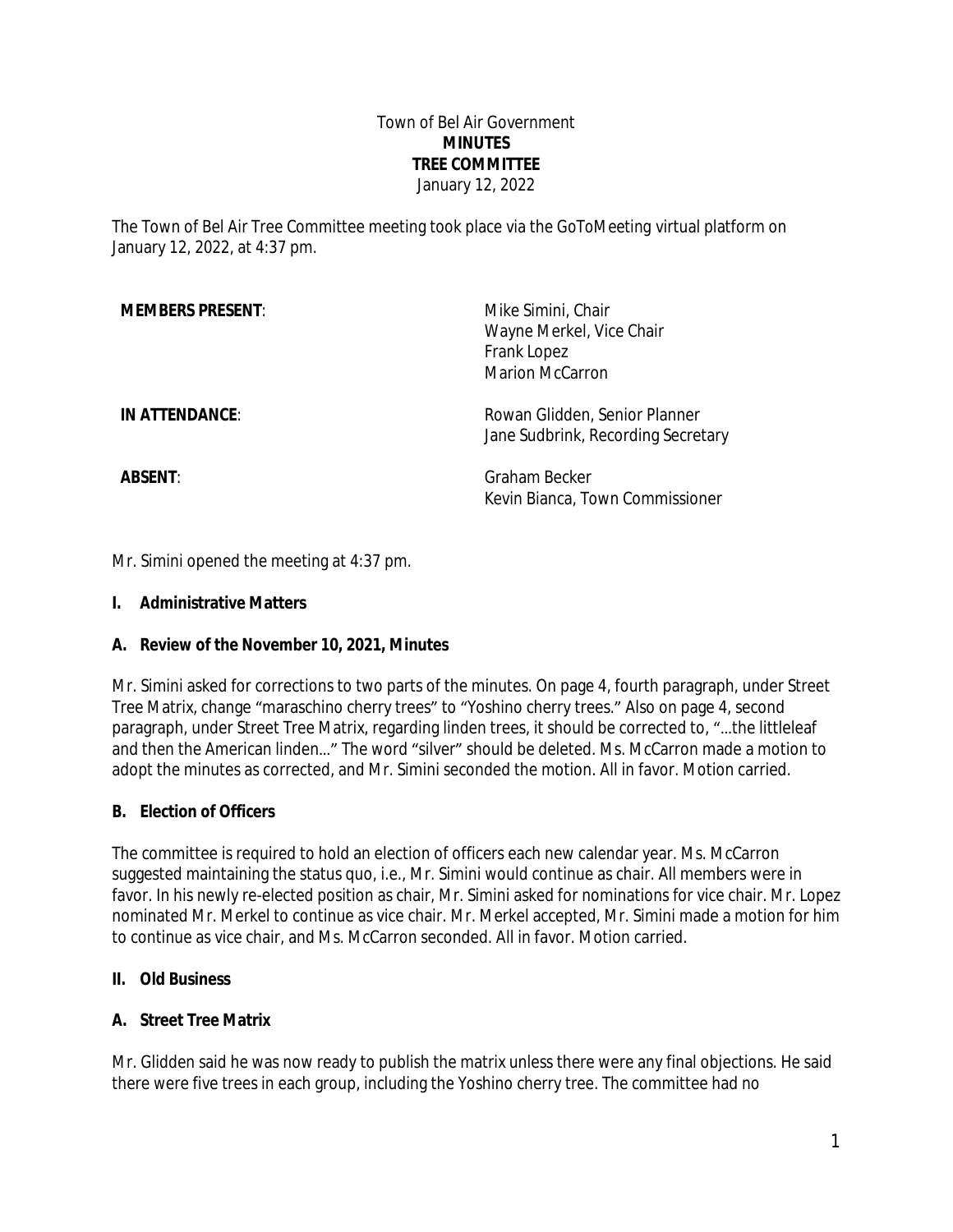Town of Bel Air Government
**MINUTES**
**TREE COMMITTEE**
January 12, 2022

The Town of Bel Air Tree Committee meeting took place via the GoToMeeting virtual platform on January 12, 2022, at 4:37 pm.

| | |
|---|---|
| **MEMBERS PRESENT**: | Mike Simini, Chair<br>Wayne Merkel, Vice Chair<br>Frank Lopez<br>Marion McCarron |
| **IN ATTENDANCE**: | Rowan Glidden, Senior Planner<br>Jane Sudbrink, Recording Secretary |
| **ABSENT**: | Graham Becker<br>Kevin Bianca, Town Commissioner |

Mr. Simini opened the meeting at 4:37 pm.

## I. Administrative Matters

### A. Review of the November 10, 2021, Minutes

Mr. Simini asked for corrections to two parts of the minutes. On page 4, fourth paragraph, under Street Tree Matrix, change "maraschino cherry trees" to "Yoshino cherry trees." Also on page 4, second paragraph, under Street Tree Matrix, regarding linden trees, it should be corrected to, "…the littleleaf and then the American linden…" The word "silver" should be deleted. Ms. McCarron made a motion to adopt the minutes as corrected, and Mr. Simini seconded the motion. All in favor. Motion carried.

### B. Election of Officers

The committee is required to hold an election of officers each new calendar year. Ms. McCarron suggested maintaining the status quo, i.e., Mr. Simini would continue as chair. All members were in favor. In his newly re-elected position as chair, Mr. Simini asked for nominations for vice chair. Mr. Lopez nominated Mr. Merkel to continue as vice chair. Mr. Merkel accepted, Mr. Simini made a motion for him to continue as vice chair, and Ms. McCarron seconded. All in favor. Motion carried.

## II. Old Business

### A. Street Tree Matrix

Mr. Glidden said he was now ready to publish the matrix unless there were any final objections. He said there were five trees in each group, including the Yoshino cherry tree. The committee had no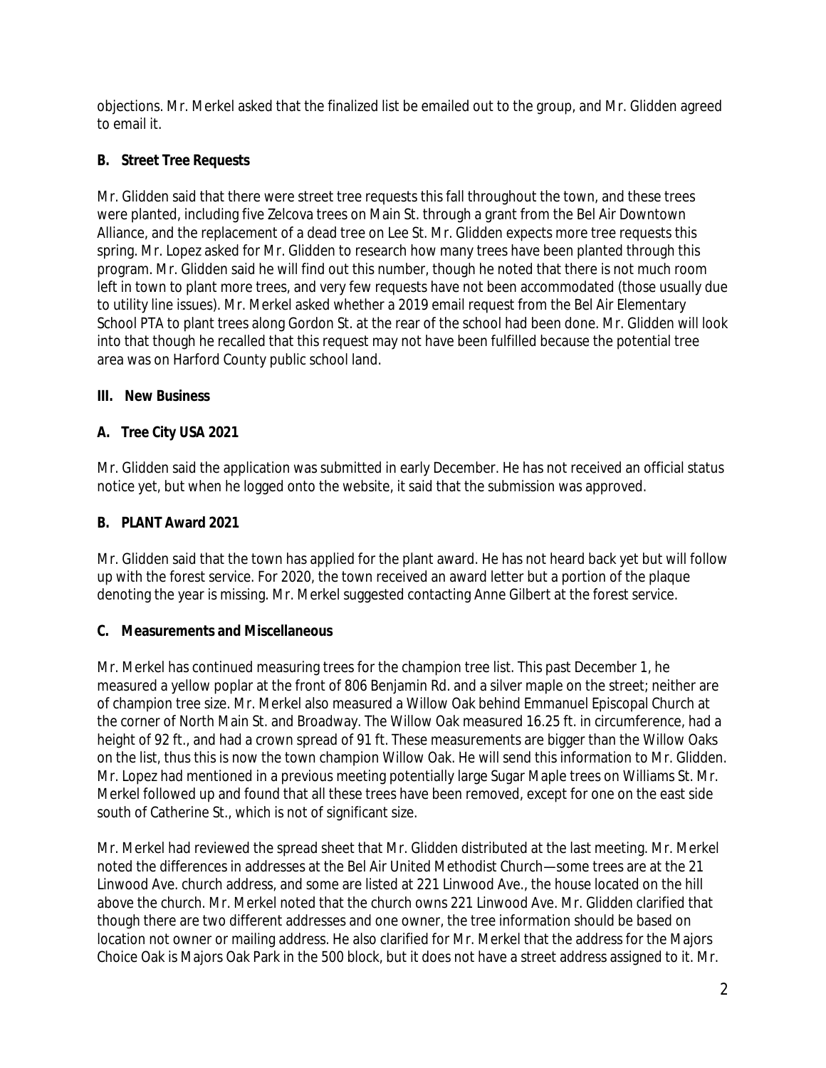objections. Mr. Merkel asked that the finalized list be emailed out to the group, and Mr. Glidden agreed to email it.

**B. Street Tree Requests**

Mr. Glidden said that there were street tree requests this fall throughout the town, and these trees were planted, including five Zelcova trees on Main St. through a grant from the Bel Air Downtown Alliance, and the replacement of a dead tree on Lee St. Mr. Glidden expects more tree requests this spring. Mr. Lopez asked for Mr. Glidden to research how many trees have been planted through this program. Mr. Glidden said he will find out this number, though he noted that there is not much room left in town to plant more trees, and very few requests have not been accommodated (those usually due to utility line issues). Mr. Merkel asked whether a 2019 email request from the Bel Air Elementary School PTA to plant trees along Gordon St. at the rear of the school had been done. Mr. Glidden will look into that though he recalled that this request may not have been fulfilled because the potential tree area was on Harford County public school land.

**III. New Business**

**A. Tree City USA 2021**

Mr. Glidden said the application was submitted in early December. He has not received an official status notice yet, but when he logged onto the website, it said that the submission was approved.

**B. PLANT Award 2021**

Mr. Glidden said that the town has applied for the plant award. He has not heard back yet but will follow up with the forest service. For 2020, the town received an award letter but a portion of the plaque denoting the year is missing. Mr. Merkel suggested contacting Anne Gilbert at the forest service.

**C. Measurements and Miscellaneous**

Mr. Merkel has continued measuring trees for the champion tree list. This past December 1, he measured a yellow poplar at the front of 806 Benjamin Rd. and a silver maple on the street; neither are of champion tree size. Mr. Merkel also measured a Willow Oak behind Emmanuel Episcopal Church at the corner of North Main St. and Broadway. The Willow Oak measured 16.25 ft. in circumference, had a height of 92 ft., and had a crown spread of 91 ft. These measurements are bigger than the Willow Oaks on the list, thus this is now the town champion Willow Oak. He will send this information to Mr. Glidden. Mr. Lopez had mentioned in a previous meeting potentially large Sugar Maple trees on Williams St. Mr. Merkel followed up and found that all these trees have been removed, except for one on the east side south of Catherine St., which is not of significant size.

Mr. Merkel had reviewed the spread sheet that Mr. Glidden distributed at the last meeting. Mr. Merkel noted the differences in addresses at the Bel Air United Methodist Church—some trees are at the 21 Linwood Ave. church address, and some are listed at 221 Linwood Ave., the house located on the hill above the church. Mr. Merkel noted that the church owns 221 Linwood Ave. Mr. Glidden clarified that though there are two different addresses and one owner, the tree information should be based on location not owner or mailing address. He also clarified for Mr. Merkel that the address for the Majors Choice Oak is Majors Oak Park in the 500 block, but it does not have a street address assigned to it. Mr.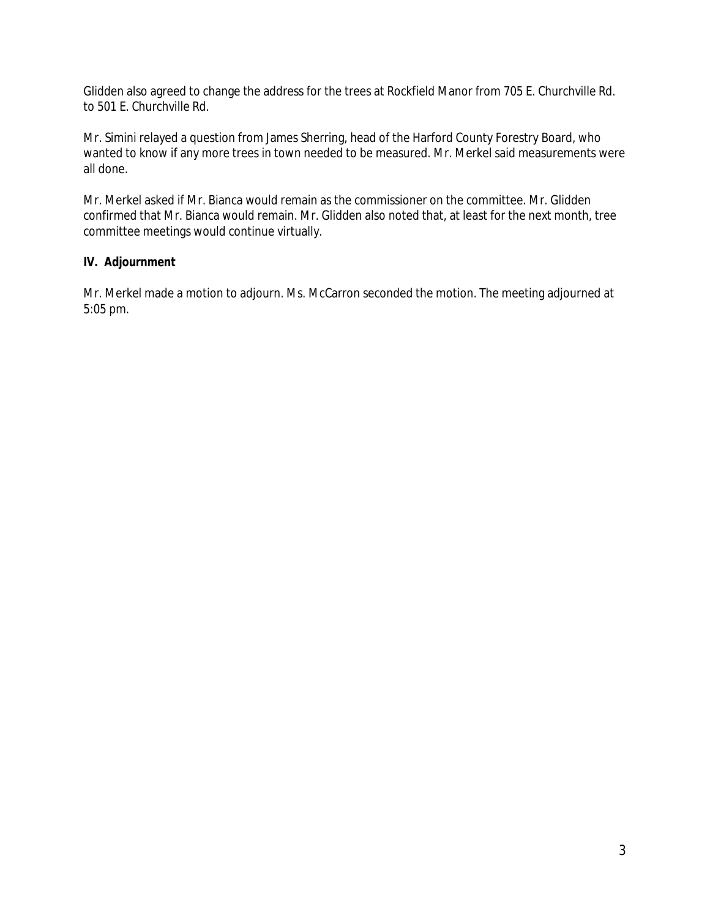Glidden also agreed to change the address for the trees at Rockfield Manor from 705 E. Churchville Rd. to 501 E. Churchville Rd.

Mr. Simini relayed a question from James Sherring, head of the Harford County Forestry Board, who wanted to know if any more trees in town needed to be measured. Mr. Merkel said measurements were all done.

Mr. Merkel asked if Mr. Bianca would remain as the commissioner on the committee. Mr. Glidden confirmed that Mr. Bianca would remain. Mr. Glidden also noted that, at least for the next month, tree committee meetings would continue virtually.

**IV. Adjournment**

Mr. Merkel made a motion to adjourn. Ms. McCarron seconded the motion. The meeting adjourned at 5:05 pm.